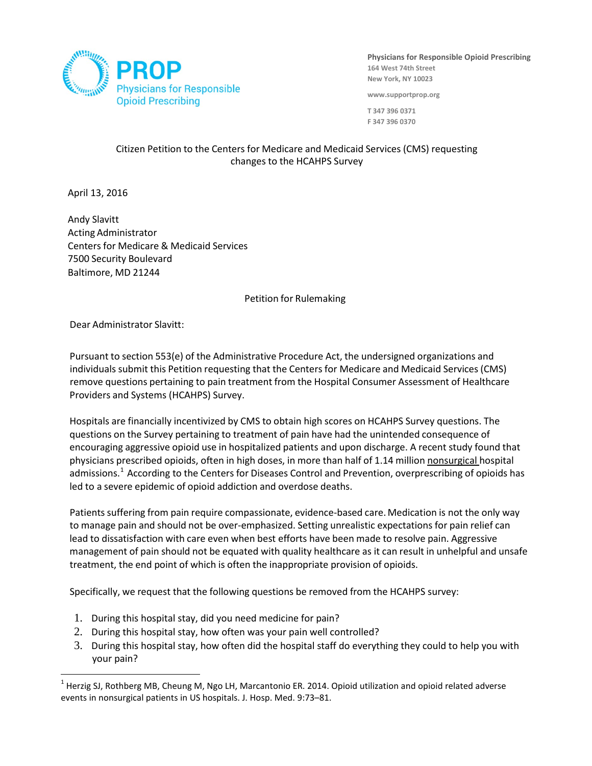**PROP**
Physicians for Responsible Opioid Prescribing

**Physicians for Responsible Opioid Prescribing**
164 West 74th Street
New York, NY 10023

www.supportprop.org

T 347 396 0371
F 347 396 0370

Citizen Petition to the Centers for Medicare and Medicaid Services (CMS) requesting changes to the HCAHPS Survey

April 13, 2016

Andy Slavitt
Acting Administrator
Centers for Medicare & Medicaid Services
7500 Security Boulevard
Baltimore, MD 21244

Petition for Rulemaking

Dear Administrator Slavitt:

Pursuant to section 553(e) of the Administrative Procedure Act, the undersigned organizations and individuals submit this Petition requesting that the Centers for Medicare and Medicaid Services (CMS) remove questions pertaining to pain treatment from the Hospital Consumer Assessment of Healthcare Providers and Systems (HCAHPS) Survey.

Hospitals are financially incentivized by CMS to obtain high scores on HCAHPS Survey questions. The questions on the Survey pertaining to treatment of pain have had the unintended consequence of encouraging aggressive opioid use in hospitalized patients and upon discharge. A recent study found that physicians prescribed opioids, often in high doses, in more than half of 1.14 million nonsurgical hospital admissions.[1] According to the Centers for Diseases Control and Prevention, overprescribing of opioids has led to a severe epidemic of opioid addiction and overdose deaths.

Patients suffering from pain require compassionate, evidence-based care. Medication is not the only way to manage pain and should not be over-emphasized. Setting unrealistic expectations for pain relief can lead to dissatisfaction with care even when best efforts have been made to resolve pain. Aggressive management of pain should not be equated with quality healthcare as it can result in unhelpful and unsafe treatment, the end point of which is often the inappropriate provision of opioids.

Specifically, we request that the following questions be removed from the HCAHPS survey:

1. During this hospital stay, did you need medicine for pain?
2. During this hospital stay, how often was your pain well controlled?
3. During this hospital stay, how often did the hospital staff do everything they could to help you with your pain?

[1] Herzig SJ, Rothberg MB, Cheung M, Ngo LH, Marcantonio ER. 2014. Opioid utilization and opioid related adverse events in nonsurgical patients in US hospitals. J. Hosp. Med. 9:73–81.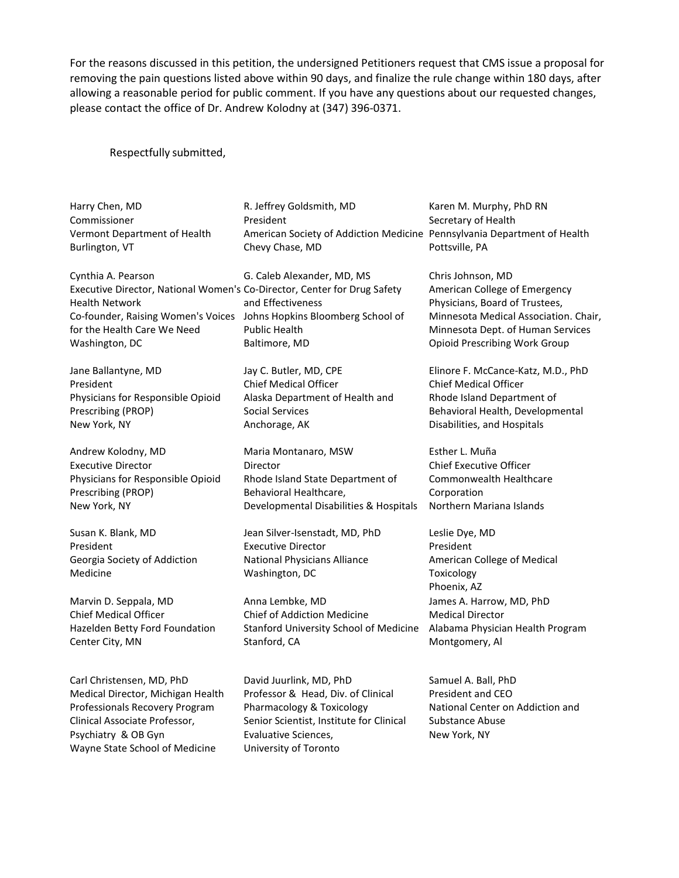For the reasons discussed in this petition, the undersigned Petitioners request that CMS issue a proposal for removing the pain questions listed above within 90 days, and finalize the rule change within 180 days, after allowing a reasonable period for public comment. If you have any questions about our requested changes, please contact the office of Dr. Andrew Kolodny at (347) 396-0371.

Respectfully submitted,

Harry Chen, MD
Commissioner
Vermont Department of Health
Burlington, VT

R. Jeffrey Goldsmith, MD
President
American Society of Addiction Medicine
Chevy Chase, MD

Karen M. Murphy, PhD RN
Secretary of Health
Pennsylvania Department of Health
Pottsville, PA

Cynthia A. Pearson
Executive Director, National Women's Health Network
Co-founder, Raising Women's Voices for the Health Care We Need
Washington, DC

G. Caleb Alexander, MD, MS
Co-Director, Center for Drug Safety and Effectiveness
Johns Hopkins Bloomberg School of Public Health
Baltimore, MD

Chris Johnson, MD
American College of Emergency Physicians, Board of Trustees,
Minnesota Medical Association. Chair, Minnesota Dept. of Human Services Opioid Prescribing Work Group

Jane Ballantyne, MD
President
Physicians for Responsible Opioid Prescribing (PROP)
New York, NY

Jay C. Butler, MD, CPE
Chief Medical Officer
Alaska Department of Health and Social Services
Anchorage, AK

Elinore F. McCance-Katz, M.D., PhD
Chief Medical Officer
Rhode Island Department of Behavioral Health, Developmental Disabilities, and Hospitals

Andrew Kolodny, MD
Executive Director
Physicians for Responsible Opioid Prescribing (PROP)
New York, NY

Maria Montanaro, MSW
Director
Rhode Island State Department of Behavioral Healthcare, Developmental Disabilities & Hospitals

Esther L. Muña
Chief Executive Officer
Commonwealth Healthcare Corporation
Northern Mariana Islands

Susan K. Blank, MD
President
Georgia Society of Addiction Medicine

Jean Silver-Isenstadt, MD, PhD
Executive Director
National Physicians Alliance
Washington, DC

Leslie Dye, MD
President
American College of Medical Toxicology
Phoenix, AZ

Marvin D. Seppala, MD
Chief Medical Officer
Hazelden Betty Ford Foundation
Center City, MN

Anna Lembke, MD
Chief of Addiction Medicine
Stanford University School of Medicine
Stanford, CA

James A. Harrow, MD, PhD
Medical Director
Alabama Physician Health Program
Montgomery, Al

Carl Christensen, MD, PhD
Medical Director, Michigan Health Professionals Recovery Program
Clinical Associate Professor, Psychiatry & OB Gyn
Wayne State School of Medicine

David Juurlink, MD, PhD
Professor & Head, Div. of Clinical Pharmacology & Toxicology
Senior Scientist, Institute for Clinical Evaluative Sciences,
University of Toronto

Samuel A. Ball, PhD
President and CEO
National Center on Addiction and Substance Abuse
New York, NY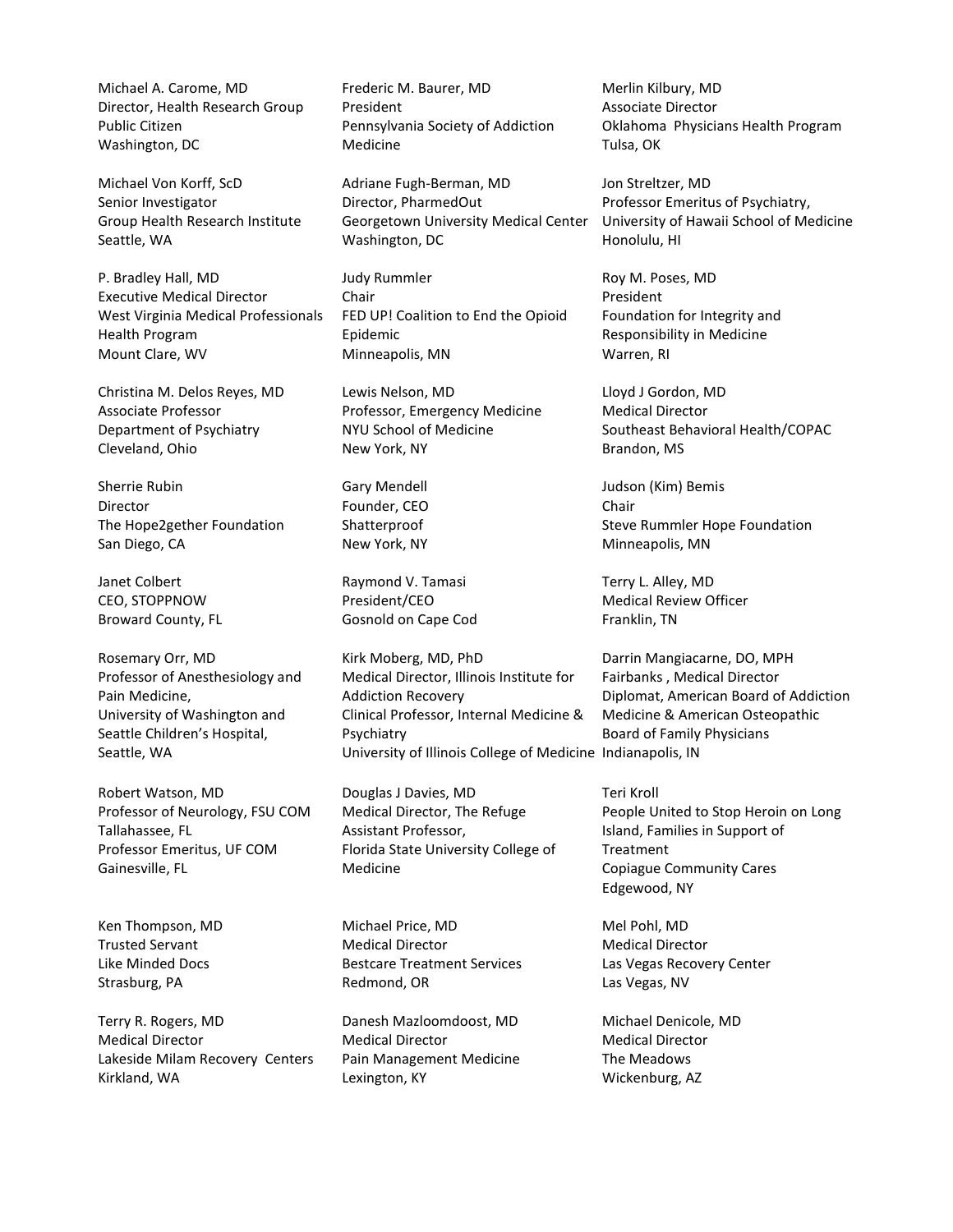Michael A. Carome, MD
Director, Health Research Group
Public Citizen
Washington, DC

Michael Von Korff, ScD
Senior Investigator
Group Health Research Institute
Seattle, WA

P. Bradley Hall, MD
Executive Medical Director
West Virginia Medical Professionals Health Program
Mount Clare, WV

Christina M. Delos Reyes, MD
Associate Professor
Department of Psychiatry
Cleveland, Ohio

Sherrie Rubin
Director
The Hope2gether Foundation
San Diego, CA

Janet Colbert
CEO, STOPPNOW
Broward County, FL

Rosemary Orr, MD
Professor of Anesthesiology and Pain Medicine,
University of Washington and Seattle Children's Hospital,
Seattle, WA

Robert Watson, MD
Professor of Neurology, FSU COM
Tallahassee, FL
Professor Emeritus, UF COM
Gainesville, FL

Ken Thompson, MD
Trusted Servant
Like Minded Docs
Strasburg, PA

Terry R. Rogers, MD
Medical Director
Lakeside Milam Recovery Centers
Kirkland, WA

Frederic M. Baurer, MD
President
Pennsylvania Society of Addiction Medicine

Adriane Fugh-Berman, MD
Director, PharmedOut
Georgetown University Medical Center
Washington, DC

Judy Rummler
Chair
FED UP! Coalition to End the Opioid Epidemic
Minneapolis, MN

Lewis Nelson, MD
Professor, Emergency Medicine
NYU School of Medicine
New York, NY

Gary Mendell
Founder, CEO
Shatterproof
New York, NY

Raymond V. Tamasi
President/CEO
Gosnold on Cape Cod

Kirk Moberg, MD, PhD
Medical Director, Illinois Institute for Addiction Recovery
Clinical Professor, Internal Medicine & Psychiatry
University of Illinois College of Medicine

Douglas J Davies, MD
Medical Director, The Refuge
Assistant Professor,
Florida State University College of Medicine

Michael Price, MD
Medical Director
Bestcare Treatment Services
Redmond, OR

Danesh Mazloomdoost, MD
Medical Director
Pain Management Medicine
Lexington, KY

Merlin Kilbury, MD
Associate Director
Oklahoma Physicians Health Program
Tulsa, OK

Jon Streltzer, MD
Professor Emeritus of Psychiatry,
University of Hawaii School of Medicine
Honolulu, HI

Roy M. Poses, MD
President
Foundation for Integrity and Responsibility in Medicine
Warren, RI

Lloyd J Gordon, MD
Medical Director
Southeast Behavioral Health/COPAC
Brandon, MS

Judson (Kim) Bemis
Chair
Steve Rummler Hope Foundation
Minneapolis, MN

Terry L. Alley, MD
Medical Review Officer
Franklin, TN

Darrin Mangiacarne, DO, MPH
Fairbanks , Medical Director
Diplomat, American Board of Addiction Medicine & American Osteopathic Board of Family Physicians
Indianapolis, IN

Teri Kroll
People United to Stop Heroin on Long Island, Families in Support of Treatment
Copiague Community Cares
Edgewood, NY

Mel Pohl, MD
Medical Director
Las Vegas Recovery Center
Las Vegas, NV

Michael Denicole, MD
Medical Director
The Meadows
Wickenburg, AZ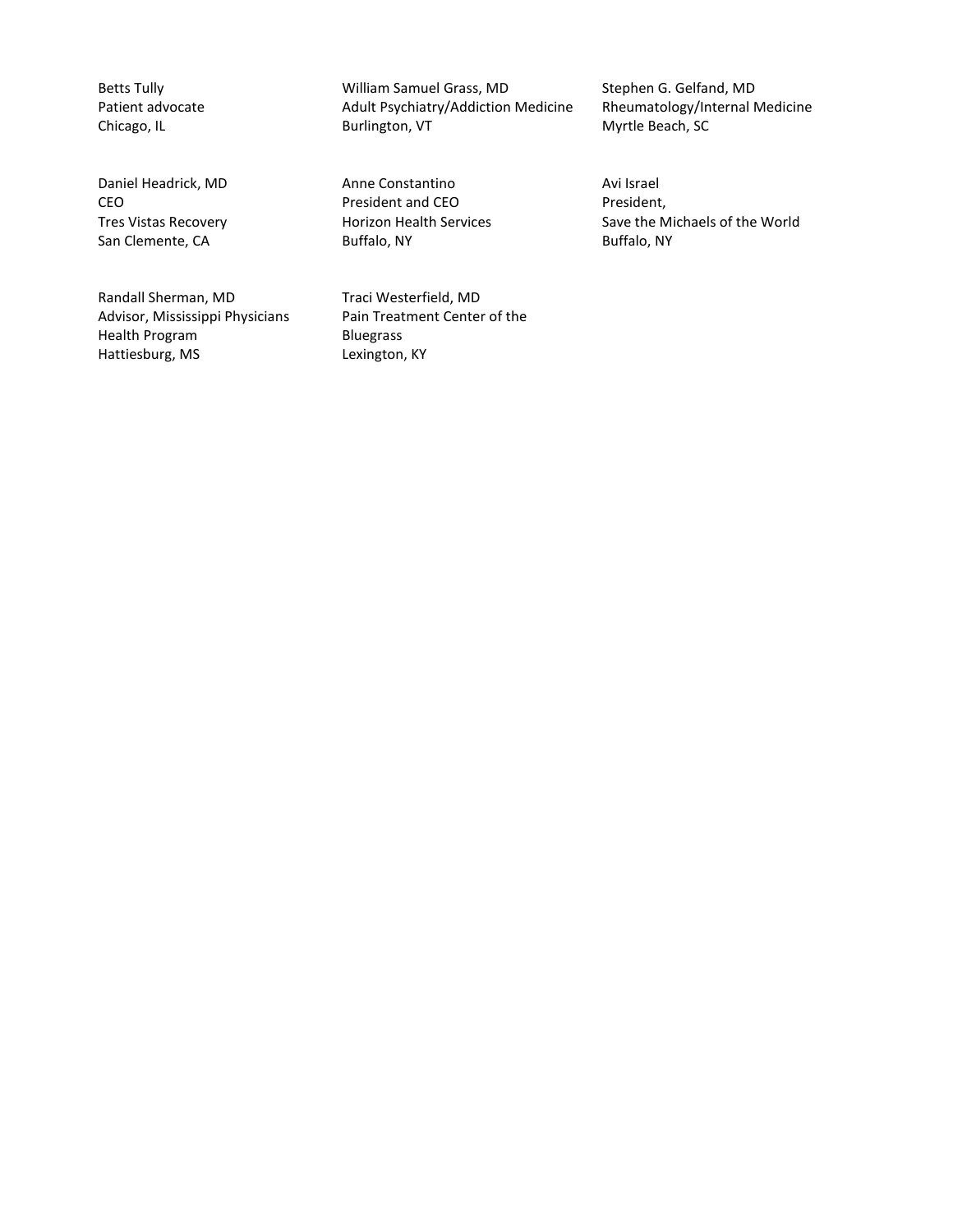Betts Tully
Patient advocate
Chicago, IL

William Samuel Grass, MD
Adult Psychiatry/Addiction Medicine
Burlington, VT

Stephen G. Gelfand, MD
Rheumatology/Internal Medicine
Myrtle Beach, SC

Daniel Headrick, MD
CEO
Tres Vistas Recovery
San Clemente, CA

Anne Constantino
President and CEO
Horizon Health Services
Buffalo, NY

Avi Israel
President,
Save the Michaels of the World
Buffalo, NY

Randall Sherman, MD
Advisor, Mississippi Physicians Health Program
Hattiesburg, MS

Traci Westerfield, MD
Pain Treatment Center of the Bluegrass
Lexington, KY